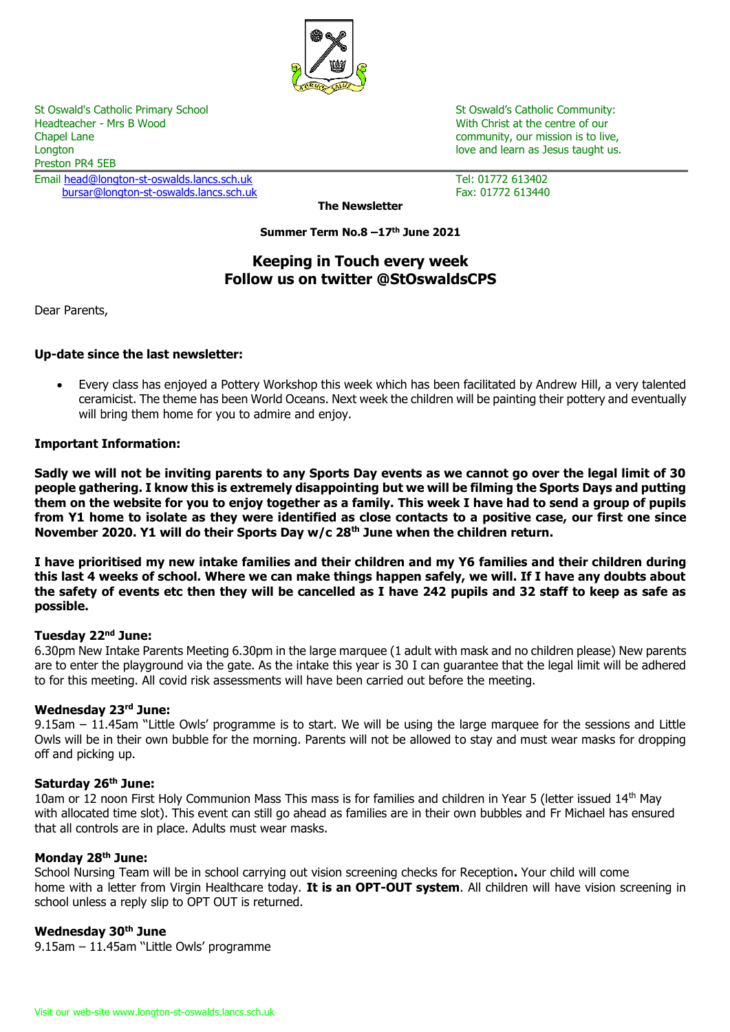St Oswald's Catholic Primary School
Headteacher - Mrs B Wood
Chapel Lane
Longton
Preston PR4 5EB
Email head@longton-st-oswalds.lancs.sch.uk
bursar@longton-st-oswalds.lancs.sch.uk

St Oswald's Catholic Community:
With Christ at the centre of our community, our mission is to live, love and learn as Jesus taught us.

Tel: 01772 613402
Fax: 01772 613440

**The Newsletter**

**Summer Term No.8 –17th June 2021**

## Keeping in Touch every week
## Follow us on twitter @StOswaldsCPS

Dear Parents,

**Up-date since the last newsletter:**

- Every class has enjoyed a Pottery Workshop this week which has been facilitated by Andrew Hill, a very talented ceramicist. The theme has been World Oceans. Next week the children will be painting their pottery and eventually will bring them home for you to admire and enjoy.

**Important Information:**

**Sadly we will not be inviting parents to any Sports Day events as we cannot go over the legal limit of 30 people gathering. I know this is extremely disappointing but we will be filming the Sports Days and putting them on the website for you to enjoy together as a family. This week I have had to send a group of pupils from Y1 home to isolate as they were identified as close contacts to a positive case, our first one since November 2020. Y1 will do their Sports Day w/c 28th June when the children return.**

**I have prioritised my new intake families and their children and my Y6 families and their children during this last 4 weeks of school. Where we can make things happen safely, we will. If I have any doubts about the safety of events etc then they will be cancelled as I have 242 pupils and 32 staff to keep as safe as possible.**

**Tuesday 22nd June:**
6.30pm New Intake Parents Meeting 6.30pm in the large marquee (1 adult with mask and no children please) New parents are to enter the playground via the gate. As the intake this year is 30 I can guarantee that the legal limit will be adhered to for this meeting. All covid risk assessments will have been carried out before the meeting.

**Wednesday 23rd June:**
9.15am – 11.45am "Little Owls' programme is to start. We will be using the large marquee for the sessions and Little Owls will be in their own bubble for the morning. Parents will not be allowed to stay and must wear masks for dropping off and picking up.

**Saturday 26th June:**
10am or 12 noon First Holy Communion Mass This mass is for families and children in Year 5 (letter issued 14th May with allocated time slot). This event can still go ahead as families are in their own bubbles and Fr Michael has ensured that all controls are in place. Adults must wear masks.

**Monday 28th June:**
School Nursing Team will be in school carrying out vision screening checks for Reception**.** Your child will come home with a letter from Virgin Healthcare today. **It is an OPT-OUT system**. All children will have vision screening in school unless a reply slip to OPT OUT is returned.

**Wednesday 30th June**
9.15am – 11.45am "Little Owls' programme

Visit our web-site www.longton-st-oswalds.lancs.sch.uk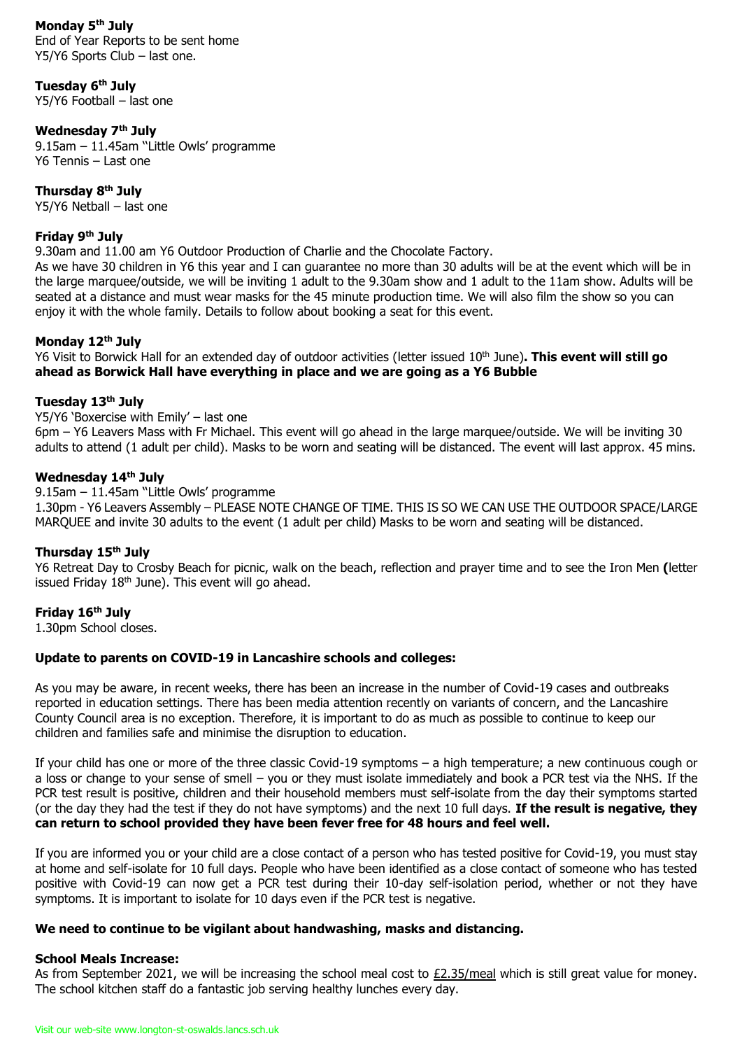**Monday 5th July**
End of Year Reports to be sent home
Y5/Y6 Sports Club – last one.

**Tuesday 6th July**
Y5/Y6 Football – last one

**Wednesday 7th July**
9.15am – 11.45am "Little Owls' programme
Y6 Tennis – Last one

**Thursday 8th July**
Y5/Y6 Netball – last one

**Friday 9th July**
9.30am and 11.00 am Y6 Outdoor Production of Charlie and the Chocolate Factory.
As we have 30 children in Y6 this year and I can guarantee no more than 30 adults will be at the event which will be in the large marquee/outside, we will be inviting 1 adult to the 9.30am show and 1 adult to the 11am show. Adults will be seated at a distance and must wear masks for the 45 minute production time. We will also film the show so you can enjoy it with the whole family. Details to follow about booking a seat for this event.

**Monday 12th July**
Y6 Visit to Borwick Hall for an extended day of outdoor activities (letter issued 10th June)**. This event will still go ahead as Borwick Hall have everything in place and we are going as a Y6 Bubble**

**Tuesday 13th July**
Y5/Y6 'Boxercise with Emily' – last one
6pm – Y6 Leavers Mass with Fr Michael. This event will go ahead in the large marquee/outside. We will be inviting 30 adults to attend (1 adult per child). Masks to be worn and seating will be distanced. The event will last approx. 45 mins.

**Wednesday 14th July**
9.15am – 11.45am "Little Owls' programme
1.30pm - Y6 Leavers Assembly – PLEASE NOTE CHANGE OF TIME. THIS IS SO WE CAN USE THE OUTDOOR SPACE/LARGE MARQUEE and invite 30 adults to the event (1 adult per child) Masks to be worn and seating will be distanced.

**Thursday 15th July**
Y6 Retreat Day to Crosby Beach for picnic, walk on the beach, reflection and prayer time and to see the Iron Men **(**letter issued Friday 18th June). This event will go ahead.

**Friday 16th July**
1.30pm School closes.

**Update to parents on COVID-19 in Lancashire schools and colleges:**

As you may be aware, in recent weeks, there has been an increase in the number of Covid-19 cases and outbreaks reported in education settings. There has been media attention recently on variants of concern, and the Lancashire County Council area is no exception. Therefore, it is important to do as much as possible to continue to keep our children and families safe and minimise the disruption to education.

If your child has one or more of the three classic Covid-19 symptoms – a high temperature; a new continuous cough or a loss or change to your sense of smell – you or they must isolate immediately and book a PCR test via the NHS. If the PCR test result is positive, children and their household members must self-isolate from the day their symptoms started (or the day they had the test if they do not have symptoms) and the next 10 full days. **If the result is negative, they can return to school provided they have been fever free for 48 hours and feel well.**

If you are informed you or your child are a close contact of a person who has tested positive for Covid-19, you must stay at home and self-isolate for 10 full days. People who have been identified as a close contact of someone who has tested positive with Covid-19 can now get a PCR test during their 10-day self-isolation period, whether or not they have symptoms. It is important to isolate for 10 days even if the PCR test is negative.

**We need to continue to be vigilant about handwashing, masks and distancing.**

**School Meals Increase:**
As from September 2021, we will be increasing the school meal cost to £2.35/meal which is still great value for money. The school kitchen staff do a fantastic job serving healthy lunches every day.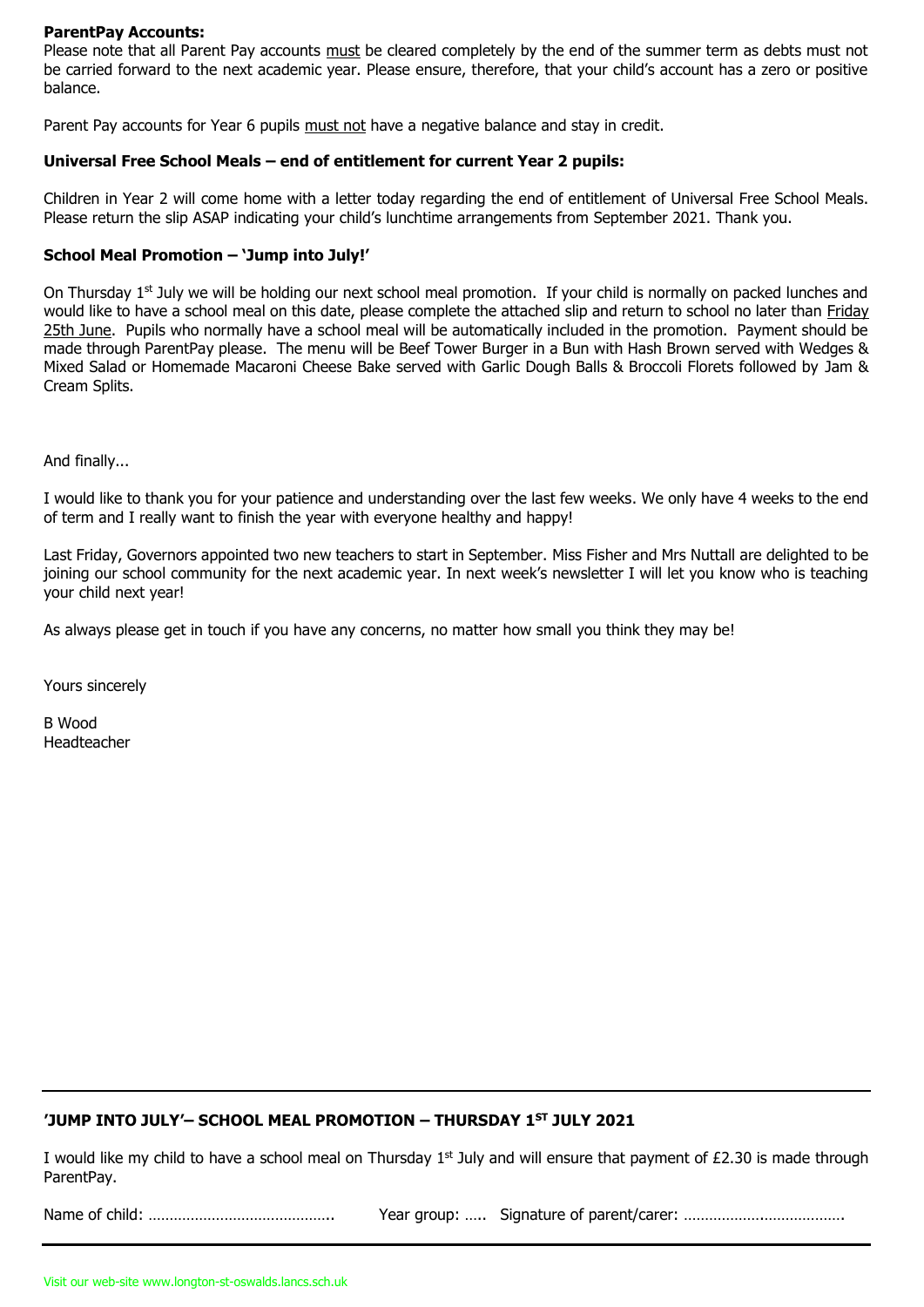**ParentPay Accounts:**
Please note that all Parent Pay accounts must be cleared completely by the end of the summer term as debts must not be carried forward to the next academic year. Please ensure, therefore, that your child's account has a zero or positive balance.

Parent Pay accounts for Year 6 pupils must not have a negative balance and stay in credit.

**Universal Free School Meals – end of entitlement for current Year 2 pupils:**

Children in Year 2 will come home with a letter today regarding the end of entitlement of Universal Free School Meals. Please return the slip ASAP indicating your child's lunchtime arrangements from September 2021. Thank you.

**School Meal Promotion – 'Jump into July!'**

On Thursday 1st July we will be holding our next school meal promotion. If your child is normally on packed lunches and would like to have a school meal on this date, please complete the attached slip and return to school no later than Friday 25th June. Pupils who normally have a school meal will be automatically included in the promotion. Payment should be made through ParentPay please. The menu will be Beef Tower Burger in a Bun with Hash Brown served with Wedges & Mixed Salad or Homemade Macaroni Cheese Bake served with Garlic Dough Balls & Broccoli Florets followed by Jam & Cream Splits.

And finally...

I would like to thank you for your patience and understanding over the last few weeks. We only have 4 weeks to the end of term and I really want to finish the year with everyone healthy and happy!

Last Friday, Governors appointed two new teachers to start in September. Miss Fisher and Mrs Nuttall are delighted to be joining our school community for the next academic year. In next week's newsletter I will let you know who is teaching your child next year!

As always please get in touch if you have any concerns, no matter how small you think they may be!

Yours sincerely

B Wood
Headteacher

---

**'JUMP INTO JULY'– SCHOOL MEAL PROMOTION – THURSDAY 1ST JULY 2021**

I would like my child to have a school meal on Thursday 1st July and will ensure that payment of £2.30 is made through ParentPay.

Name of child: …………………………………….. Year group: ….. Signature of parent/carer: ……………….……………….

---

Visit our web-site www.longton-st-oswalds.lancs.sch.uk